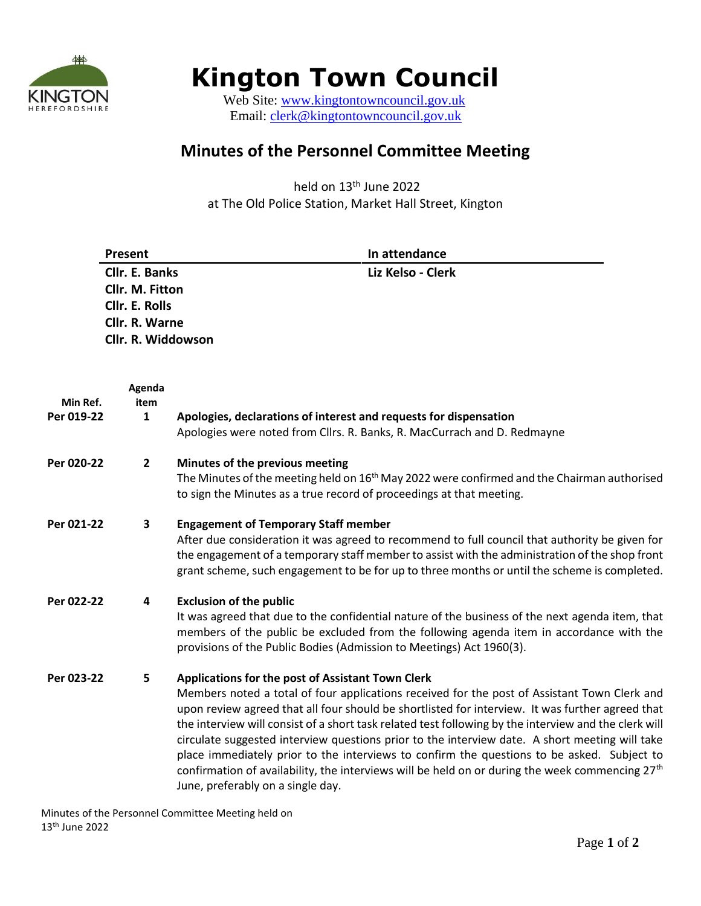# Kington Town Council

Web Site: www.kingtontowncouncil.gov.uk
Email: clerk@kingtontowncouncil.gov.uk

## Minutes of the Personnel Committee Meeting

held on 13th June 2022
at The Old Police Station, Market Hall Street, Kington

| Present | In attendance |
|---|---|
| **Cllr. E. Banks** | **Liz Kelso - Clerk** |
| **Cllr. M. Fitton** | |
| **Cllr. E. Rolls** | |
| **Cllr. R. Warne** | |
| **Cllr. R. Widdowson** | |

| Min Ref. | Agenda item | |
|---|---|---|
| **Per 019-22** | **1** | **Apologies, declarations of interest and requests for dispensation**<br>Apologies were noted from Cllrs. R. Banks, R. MacCurrach and D. Redmayne |
| **Per 020-22** | **2** | **Minutes of the previous meeting**<br>The Minutes of the meeting held on 16th May 2022 were confirmed and the Chairman authorised to sign the Minutes as a true record of proceedings at that meeting. |
| **Per 021-22** | **3** | **Engagement of Temporary Staff member**<br>After due consideration it was agreed to recommend to full council that authority be given for the engagement of a temporary staff member to assist with the administration of the shop front grant scheme, such engagement to be for up to three months or until the scheme is completed. |
| **Per 022-22** | **4** | **Exclusion of the public**<br>It was agreed that due to the confidential nature of the business of the next agenda item, that members of the public be excluded from the following agenda item in accordance with the provisions of the Public Bodies (Admission to Meetings) Act 1960(3). |
| **Per 023-22** | **5** | **Applications for the post of Assistant Town Clerk**<br>Members noted a total of four applications received for the post of Assistant Town Clerk and upon review agreed that all four should be shortlisted for interview. It was further agreed that the interview will consist of a short task related test following by the interview and the clerk will circulate suggested interview questions prior to the interview date. A short meeting will take place immediately prior to the interviews to confirm the questions to be asked. Subject to confirmation of availability, the interviews will be held on or during the week commencing 27th June, preferably on a single day. |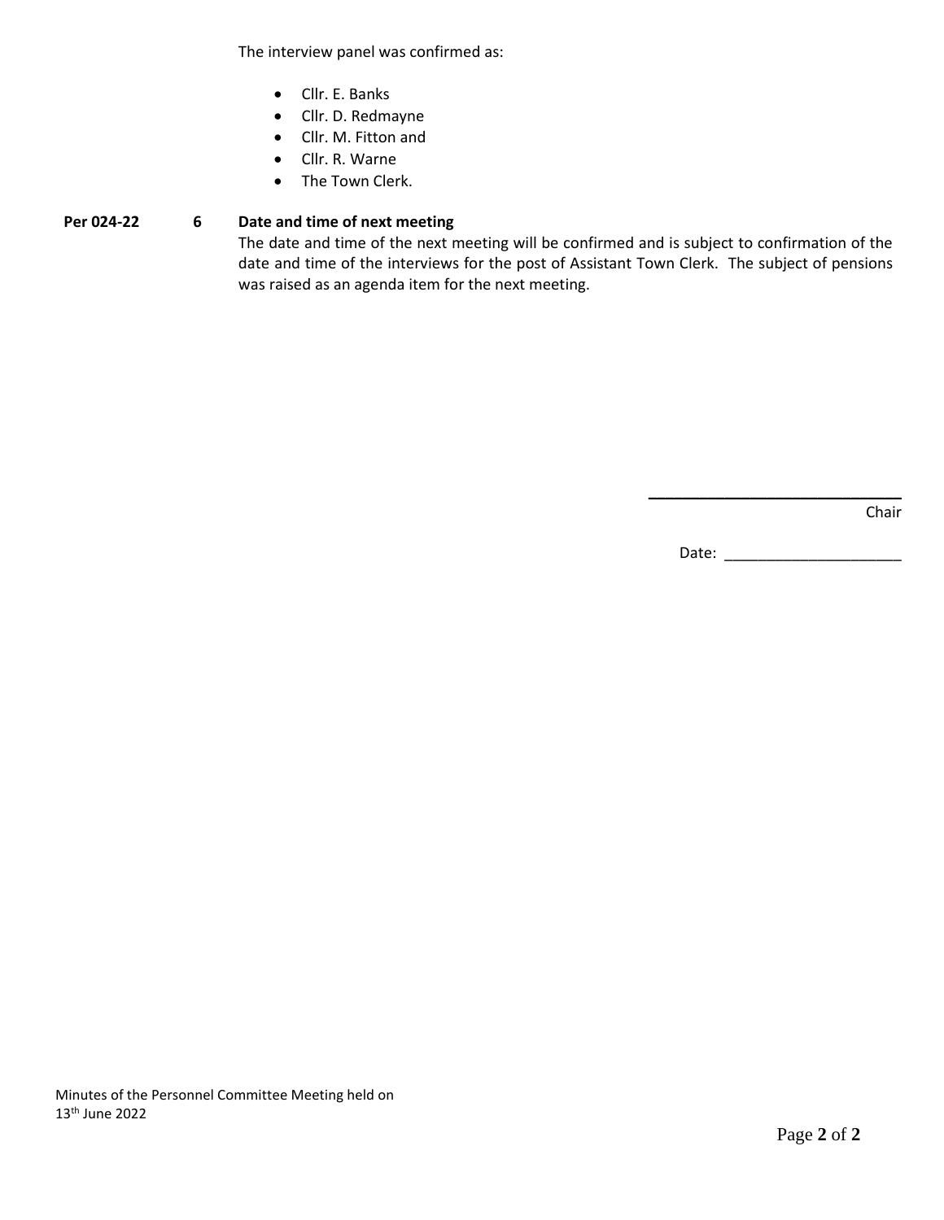The interview panel was confirmed as:

- Cllr. E. Banks
- Cllr. D. Redmayne
- Cllr. M. Fitton and
- Cllr. R. Warne
- The Town Clerk.

**Per 024-22 6 Date and time of next meeting**

The date and time of the next meeting will be confirmed and is subject to confirmation of the date and time of the interviews for the post of Assistant Town Clerk. The subject of pensions was raised as an agenda item for the next meeting.

\_\_\_\_\_\_\_\_\_\_\_\_\_\_\_\_\_\_\_\_\_\_\_\_\_\_\_\_\_\_

Chair

Date: \_\_\_\_\_\_\_\_\_\_\_\_\_\_\_\_\_\_\_\_\_

Minutes of the Personnel Committee Meeting held on 13th June 2022